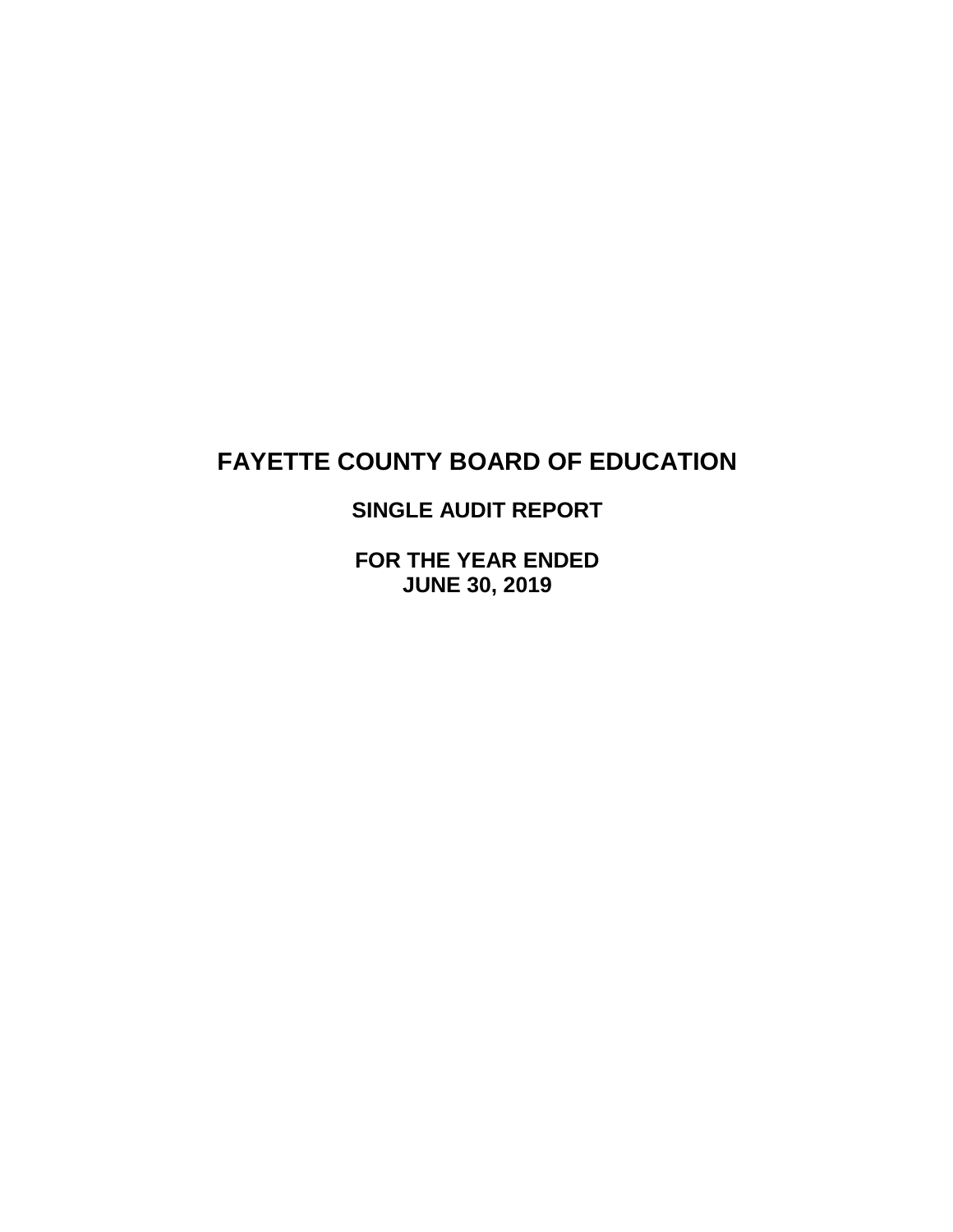# FAYETTE COUNTY BOARD OF EDUCATION

## SINGLE AUDIT REPORT

## FOR THE YEAR ENDED JUNE 30, 2019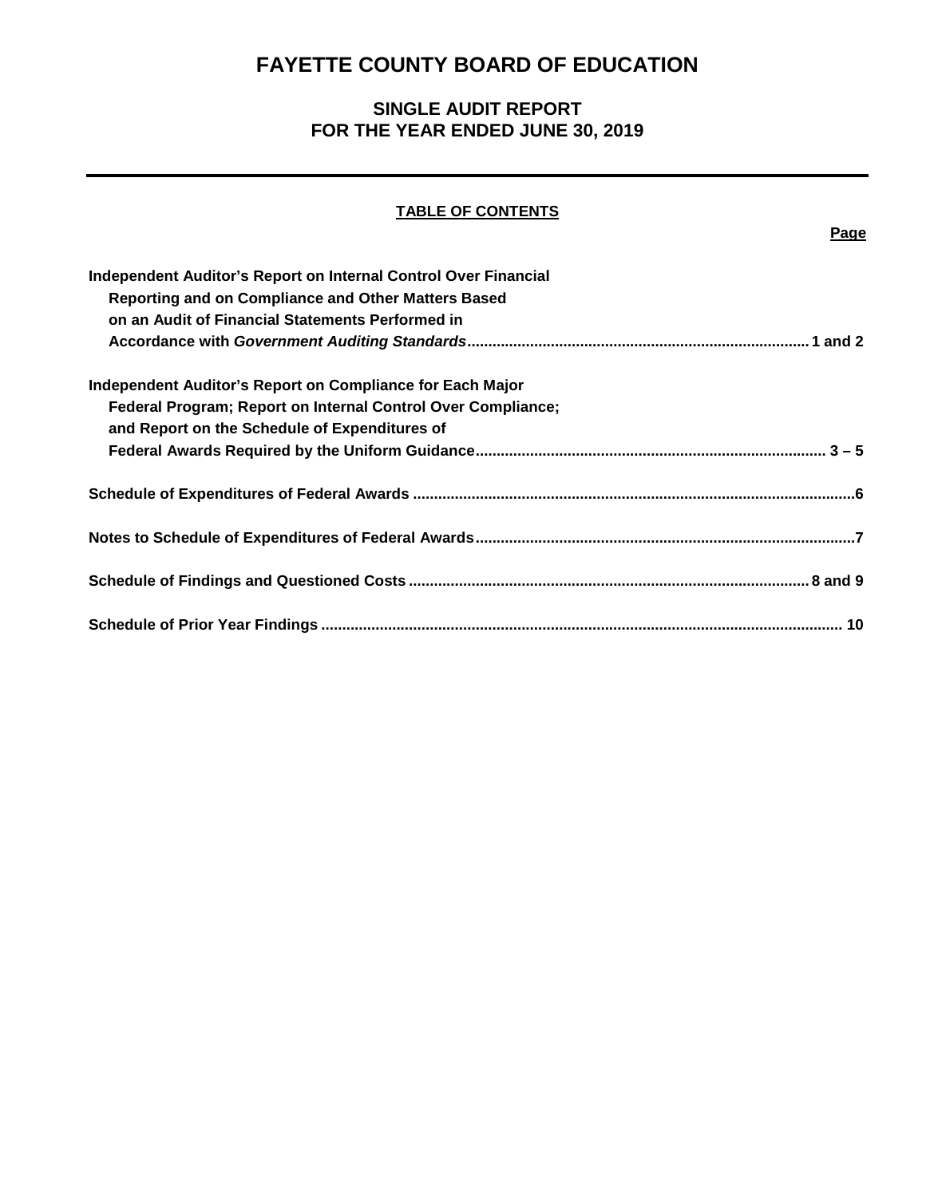# FAYETTE COUNTY BOARD OF EDUCATION

## SINGLE AUDIT REPORT
## FOR THE YEAR ENDED JUNE 30, 2019

---

**TABLE OF CONTENTS**

| | Page |
|---|---|
| **Independent Auditor's Report on Internal Control Over Financial Reporting and on Compliance and Other Matters Based on an Audit of Financial Statements Performed in Accordance with *Government Auditing Standards*** | **1 and 2** |
| **Independent Auditor's Report on Compliance for Each Major Federal Program; Report on Internal Control Over Compliance; and Report on the Schedule of Expenditures of Federal Awards Required by the Uniform Guidance** | **3 – 5** |
| **Schedule of Expenditures of Federal Awards** | **6** |
| **Notes to Schedule of Expenditures of Federal Awards** | **7** |
| **Schedule of Findings and Questioned Costs** | **8 and 9** |
| **Schedule of Prior Year Findings** | **10** |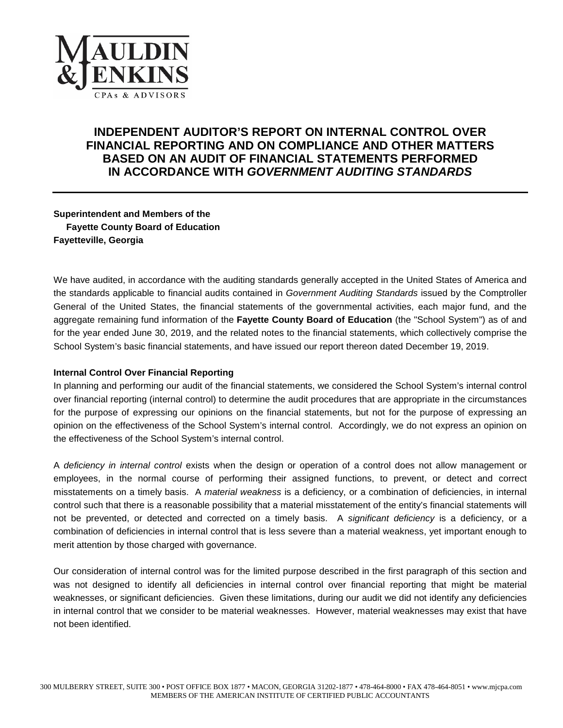# INDEPENDENT AUDITOR'S REPORT ON INTERNAL CONTROL OVER FINANCIAL REPORTING AND ON COMPLIANCE AND OTHER MATTERS BASED ON AN AUDIT OF FINANCIAL STATEMENTS PERFORMED IN ACCORDANCE WITH *GOVERNMENT AUDITING STANDARDS*

**Superintendent and Members of the**
**Fayette County Board of Education**
**Fayetteville, Georgia**

We have audited, in accordance with the auditing standards generally accepted in the United States of America and the standards applicable to financial audits contained in *Government Auditing Standards* issued by the Comptroller General of the United States, the financial statements of the governmental activities, each major fund, and the aggregate remaining fund information of the **Fayette County Board of Education** (the "School System") as of and for the year ended June 30, 2019, and the related notes to the financial statements, which collectively comprise the School System's basic financial statements, and have issued our report thereon dated December 19, 2019.

**Internal Control Over Financial Reporting**

In planning and performing our audit of the financial statements, we considered the School System's internal control over financial reporting (internal control) to determine the audit procedures that are appropriate in the circumstances for the purpose of expressing our opinions on the financial statements, but not for the purpose of expressing an opinion on the effectiveness of the School System's internal control. Accordingly, we do not express an opinion on the effectiveness of the School System's internal control.

A *deficiency in internal control* exists when the design or operation of a control does not allow management or employees, in the normal course of performing their assigned functions, to prevent, or detect and correct misstatements on a timely basis. A *material weakness* is a deficiency, or a combination of deficiencies, in internal control such that there is a reasonable possibility that a material misstatement of the entity's financial statements will not be prevented, or detected and corrected on a timely basis. A *significant deficiency* is a deficiency, or a combination of deficiencies in internal control that is less severe than a material weakness, yet important enough to merit attention by those charged with governance.

Our consideration of internal control was for the limited purpose described in the first paragraph of this section and was not designed to identify all deficiencies in internal control over financial reporting that might be material weaknesses, or significant deficiencies. Given these limitations, during our audit we did not identify any deficiencies in internal control that we consider to be material weaknesses. However, material weaknesses may exist that have not been identified.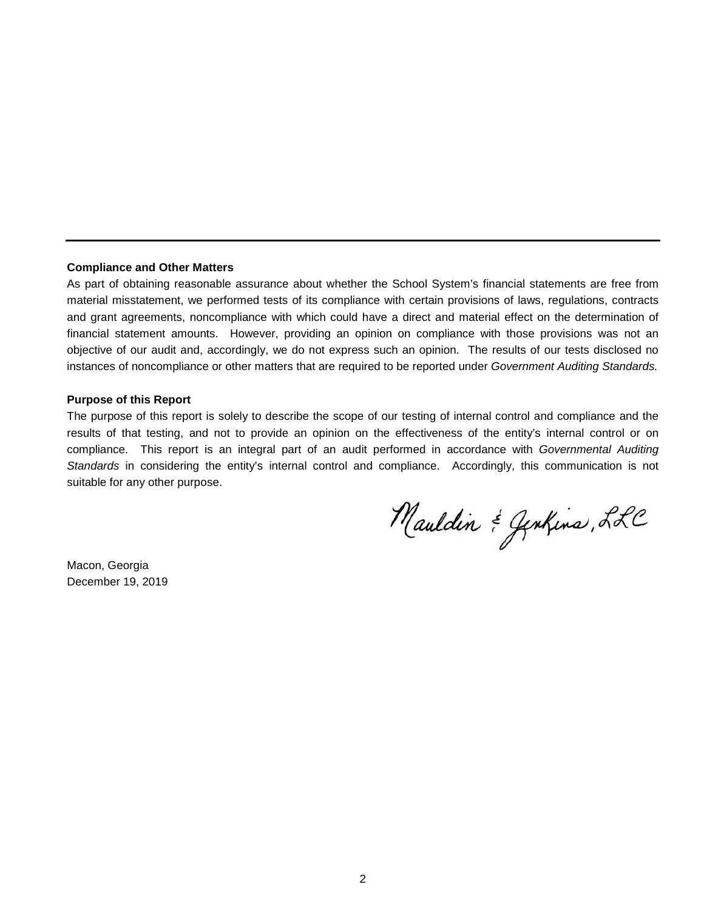---

**Compliance and Other Matters**

As part of obtaining reasonable assurance about whether the School System's financial statements are free from material misstatement, we performed tests of its compliance with certain provisions of laws, regulations, contracts and grant agreements, noncompliance with which could have a direct and material effect on the determination of financial statement amounts. However, providing an opinion on compliance with those provisions was not an objective of our audit and, accordingly, we do not express such an opinion. The results of our tests disclosed no instances of noncompliance or other matters that are required to be reported under *Government Auditing Standards.*

**Purpose of this Report**

The purpose of this report is solely to describe the scope of our testing of internal control and compliance and the results of that testing, and not to provide an opinion on the effectiveness of the entity's internal control or on compliance. This report is an integral part of an audit performed in accordance with *Governmental Auditing Standards* in considering the entity's internal control and compliance. Accordingly, this communication is not suitable for any other purpose.

Mauldin & Jenkins, LLC

Macon, Georgia
December 19, 2019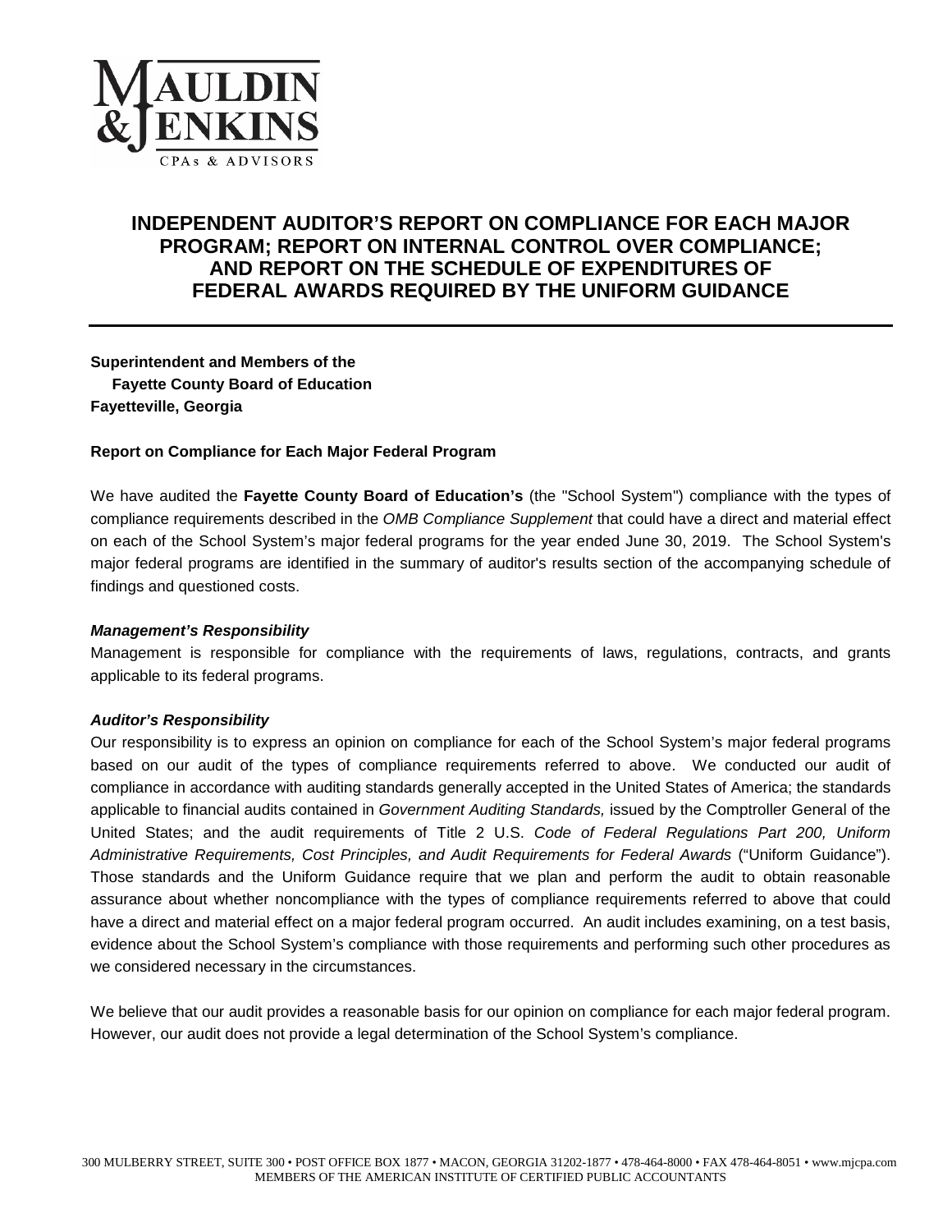MAULDIN & JENKINS
CPAs & ADVISORS

# INDEPENDENT AUDITOR'S REPORT ON COMPLIANCE FOR EACH MAJOR PROGRAM; REPORT ON INTERNAL CONTROL OVER COMPLIANCE; AND REPORT ON THE SCHEDULE OF EXPENDITURES OF FEDERAL AWARDS REQUIRED BY THE UNIFORM GUIDANCE

**Superintendent and Members of the**
**Fayette County Board of Education**
**Fayetteville, Georgia**

**Report on Compliance for Each Major Federal Program**

We have audited the **Fayette County Board of Education's** (the "School System") compliance with the types of compliance requirements described in the *OMB Compliance Supplement* that could have a direct and material effect on each of the School System's major federal programs for the year ended June 30, 2019. The School System's major federal programs are identified in the summary of auditor's results section of the accompanying schedule of findings and questioned costs.

***Management's Responsibility***

Management is responsible for compliance with the requirements of laws, regulations, contracts, and grants applicable to its federal programs.

***Auditor's Responsibility***

Our responsibility is to express an opinion on compliance for each of the School System's major federal programs based on our audit of the types of compliance requirements referred to above. We conducted our audit of compliance in accordance with auditing standards generally accepted in the United States of America; the standards applicable to financial audits contained in *Government Auditing Standards,* issued by the Comptroller General of the United States; and the audit requirements of Title 2 U.S. *Code of Federal Regulations Part 200, Uniform Administrative Requirements, Cost Principles, and Audit Requirements for Federal Awards* ("Uniform Guidance"). Those standards and the Uniform Guidance require that we plan and perform the audit to obtain reasonable assurance about whether noncompliance with the types of compliance requirements referred to above that could have a direct and material effect on a major federal program occurred. An audit includes examining, on a test basis, evidence about the School System's compliance with those requirements and performing such other procedures as we considered necessary in the circumstances.

We believe that our audit provides a reasonable basis for our opinion on compliance for each major federal program. However, our audit does not provide a legal determination of the School System's compliance.

300 MULBERRY STREET, SUITE 300 • POST OFFICE BOX 1877 • MACON, GEORGIA 31202-1877 • 478-464-8000 • FAX 478-464-8051 • www.mjcpa.com
MEMBERS OF THE AMERICAN INSTITUTE OF CERTIFIED PUBLIC ACCOUNTANTS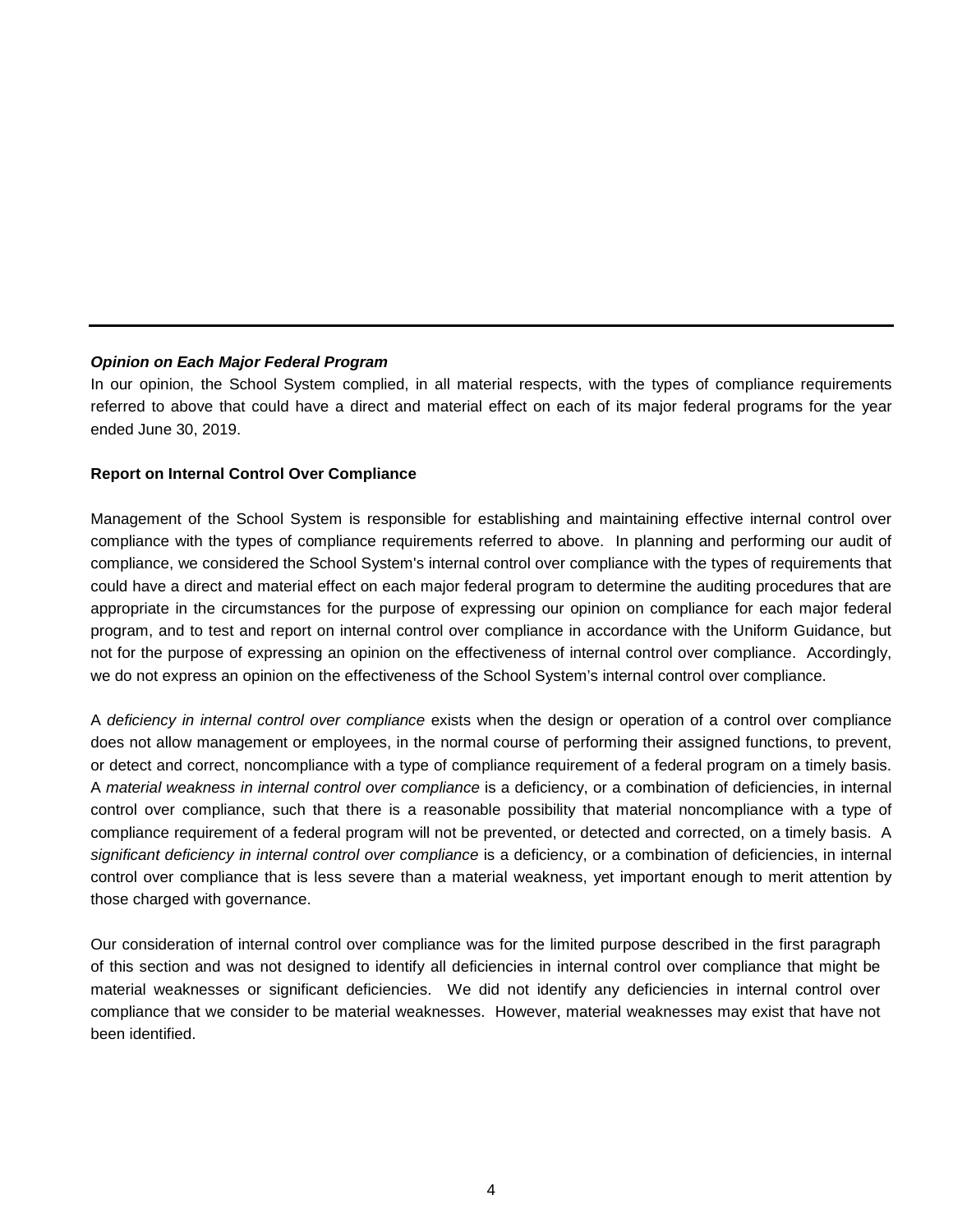---

***Opinion on Each Major Federal Program***

In our opinion, the School System complied, in all material respects, with the types of compliance requirements referred to above that could have a direct and material effect on each of its major federal programs for the year ended June 30, 2019.

**Report on Internal Control Over Compliance**

Management of the School System is responsible for establishing and maintaining effective internal control over compliance with the types of compliance requirements referred to above. In planning and performing our audit of compliance, we considered the School System's internal control over compliance with the types of requirements that could have a direct and material effect on each major federal program to determine the auditing procedures that are appropriate in the circumstances for the purpose of expressing our opinion on compliance for each major federal program, and to test and report on internal control over compliance in accordance with the Uniform Guidance, but not for the purpose of expressing an opinion on the effectiveness of internal control over compliance. Accordingly, we do not express an opinion on the effectiveness of the School System's internal control over compliance.

A *deficiency in internal control over compliance* exists when the design or operation of a control over compliance does not allow management or employees, in the normal course of performing their assigned functions, to prevent, or detect and correct, noncompliance with a type of compliance requirement of a federal program on a timely basis. A *material weakness in internal control over compliance* is a deficiency, or a combination of deficiencies, in internal control over compliance, such that there is a reasonable possibility that material noncompliance with a type of compliance requirement of a federal program will not be prevented, or detected and corrected, on a timely basis. A *significant deficiency in internal control over compliance* is a deficiency, or a combination of deficiencies, in internal control over compliance that is less severe than a material weakness, yet important enough to merit attention by those charged with governance.

Our consideration of internal control over compliance was for the limited purpose described in the first paragraph of this section and was not designed to identify all deficiencies in internal control over compliance that might be material weaknesses or significant deficiencies. We did not identify any deficiencies in internal control over compliance that we consider to be material weaknesses. However, material weaknesses may exist that have not been identified.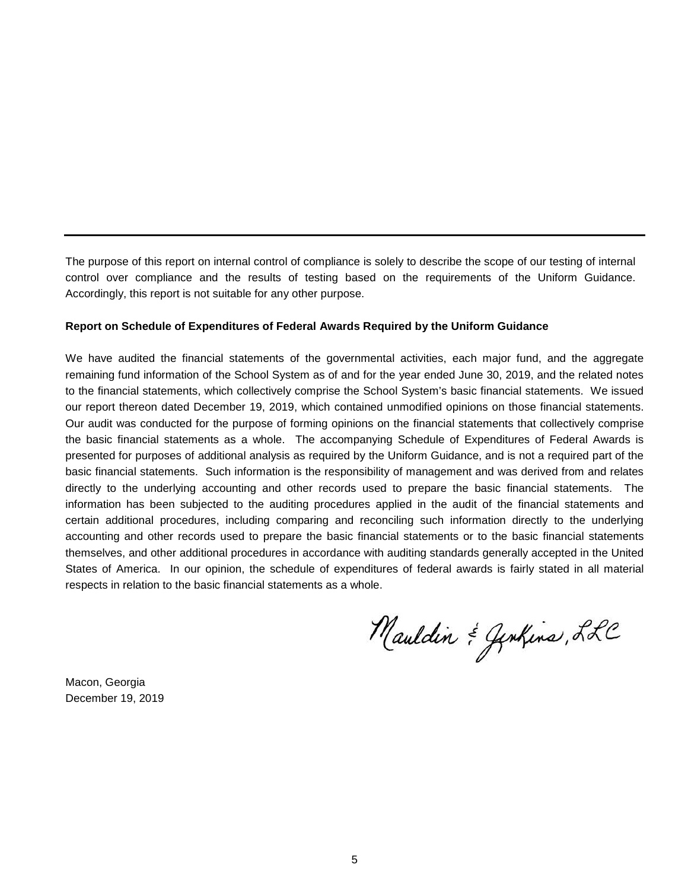---

The purpose of this report on internal control of compliance is solely to describe the scope of our testing of internal control over compliance and the results of testing based on the requirements of the Uniform Guidance. Accordingly, this report is not suitable for any other purpose.

**Report on Schedule of Expenditures of Federal Awards Required by the Uniform Guidance**

We have audited the financial statements of the governmental activities, each major fund, and the aggregate remaining fund information of the School System as of and for the year ended June 30, 2019, and the related notes to the financial statements, which collectively comprise the School System's basic financial statements. We issued our report thereon dated December 19, 2019, which contained unmodified opinions on those financial statements. Our audit was conducted for the purpose of forming opinions on the financial statements that collectively comprise the basic financial statements as a whole. The accompanying Schedule of Expenditures of Federal Awards is presented for purposes of additional analysis as required by the Uniform Guidance, and is not a required part of the basic financial statements. Such information is the responsibility of management and was derived from and relates directly to the underlying accounting and other records used to prepare the basic financial statements. The information has been subjected to the auditing procedures applied in the audit of the financial statements and certain additional procedures, including comparing and reconciling such information directly to the underlying accounting and other records used to prepare the basic financial statements or to the basic financial statements themselves, and other additional procedures in accordance with auditing standards generally accepted in the United States of America. In our opinion, the schedule of expenditures of federal awards is fairly stated in all material respects in relation to the basic financial statements as a whole.

Mauldin & Jenkins, LLC

Macon, Georgia
December 19, 2019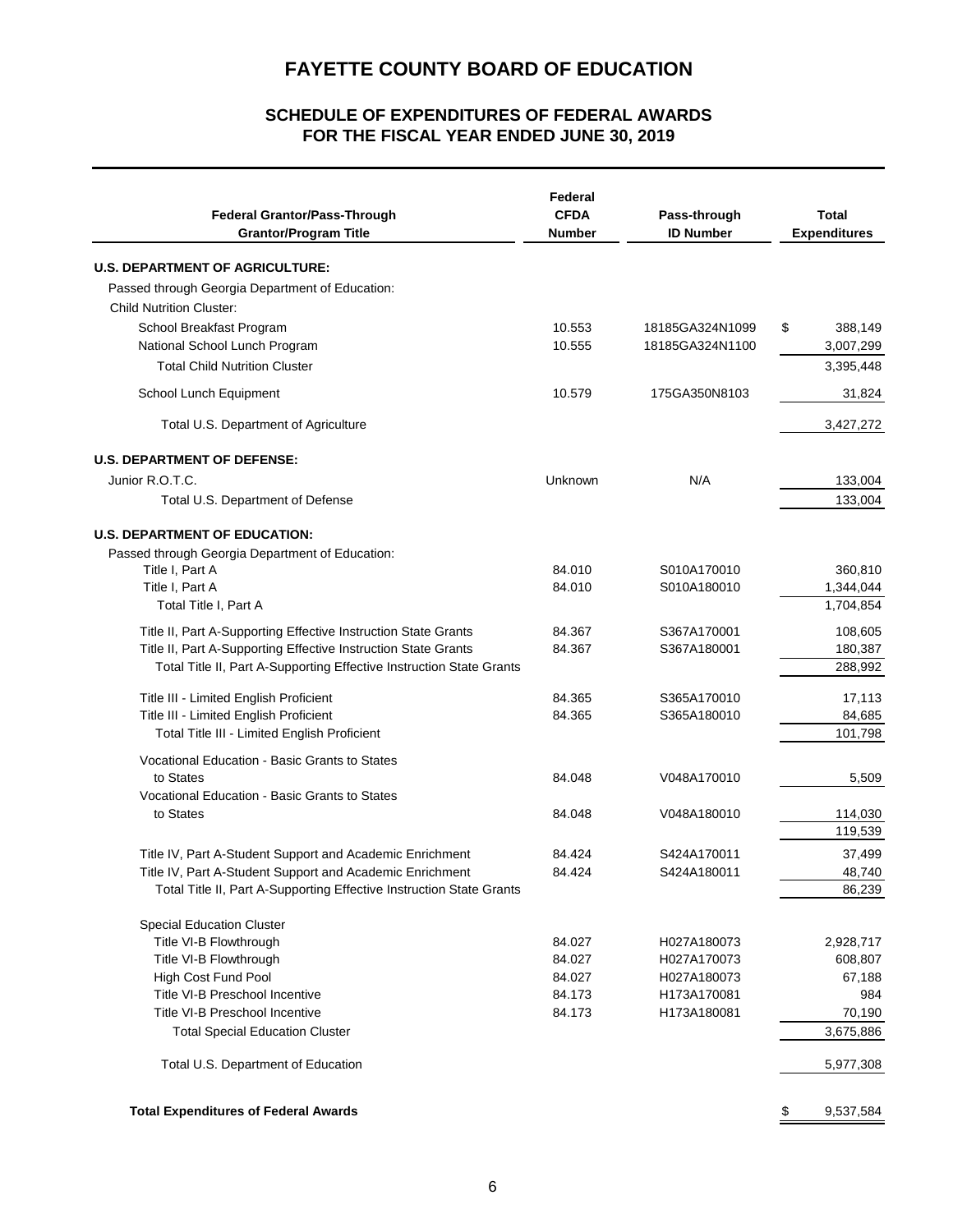# FAYETTE COUNTY BOARD OF EDUCATION

## SCHEDULE OF EXPENDITURES OF FEDERAL AWARDS
## FOR THE FISCAL YEAR ENDED JUNE 30, 2019

| Federal Grantor/Pass-Through Grantor/Program Title | Federal CFDA Number | Pass-through ID Number | Total Expenditures |
|---|---|---|---|
| **U.S. DEPARTMENT OF AGRICULTURE:** | | | |
| Passed through Georgia Department of Education: | | | |
| Child Nutrition Cluster: | | | |
| School Breakfast Program | 10.553 | 18185GA324N1099 | $ 388,149 |
| National School Lunch Program | 10.555 | 18185GA324N1100 | 3,007,299 |
| Total Child Nutrition Cluster | | | 3,395,448 |
| School Lunch Equipment | 10.579 | 175GA350N8103 | 31,824 |
| Total U.S. Department of Agriculture | | | 3,427,272 |
| **U.S. DEPARTMENT OF DEFENSE:** | | | |
| Junior R.O.T.C. | Unknown | N/A | 133,004 |
| Total U.S. Department of Defense | | | 133,004 |
| **U.S. DEPARTMENT OF EDUCATION:** | | | |
| Passed through Georgia Department of Education: | | | |
| Title I, Part A | 84.010 | S010A170010 | 360,810 |
| Title I, Part A | 84.010 | S010A180010 | 1,344,044 |
| Total Title I, Part A | | | 1,704,854 |
| Title II, Part A-Supporting Effective Instruction State Grants | 84.367 | S367A170001 | 108,605 |
| Title II, Part A-Supporting Effective Instruction State Grants | 84.367 | S367A180001 | 180,387 |
| Total Title II, Part A-Supporting Effective Instruction State Grants | | | 288,992 |
| Title III - Limited English Proficient | 84.365 | S365A170010 | 17,113 |
| Title III - Limited English Proficient | 84.365 | S365A180010 | 84,685 |
| Total Title III - Limited English Proficient | | | 101,798 |
| Vocational Education - Basic Grants to States to States | 84.048 | V048A170010 | 5,509 |
| Vocational Education - Basic Grants to States to States | 84.048 | V048A180010 | 114,030 |
| | | | 119,539 |
| Title IV, Part A-Student Support and Academic Enrichment | 84.424 | S424A170011 | 37,499 |
| Title IV, Part A-Student Support and Academic Enrichment | 84.424 | S424A180011 | 48,740 |
| Total Title II, Part A-Supporting Effective Instruction State Grants | | | 86,239 |
| Special Education Cluster | | | |
| Title VI-B Flowthrough | 84.027 | H027A180073 | 2,928,717 |
| Title VI-B Flowthrough | 84.027 | H027A170073 | 608,807 |
| High Cost Fund Pool | 84.027 | H027A180073 | 67,188 |
| Title VI-B Preschool Incentive | 84.173 | H173A170081 | 984 |
| Title VI-B Preschool Incentive | 84.173 | H173A180081 | 70,190 |
| Total Special Education Cluster | | | 3,675,886 |
| Total U.S. Department of Education | | | 5,977,308 |
| **Total Expenditures of Federal Awards** | | | $ 9,537,584 |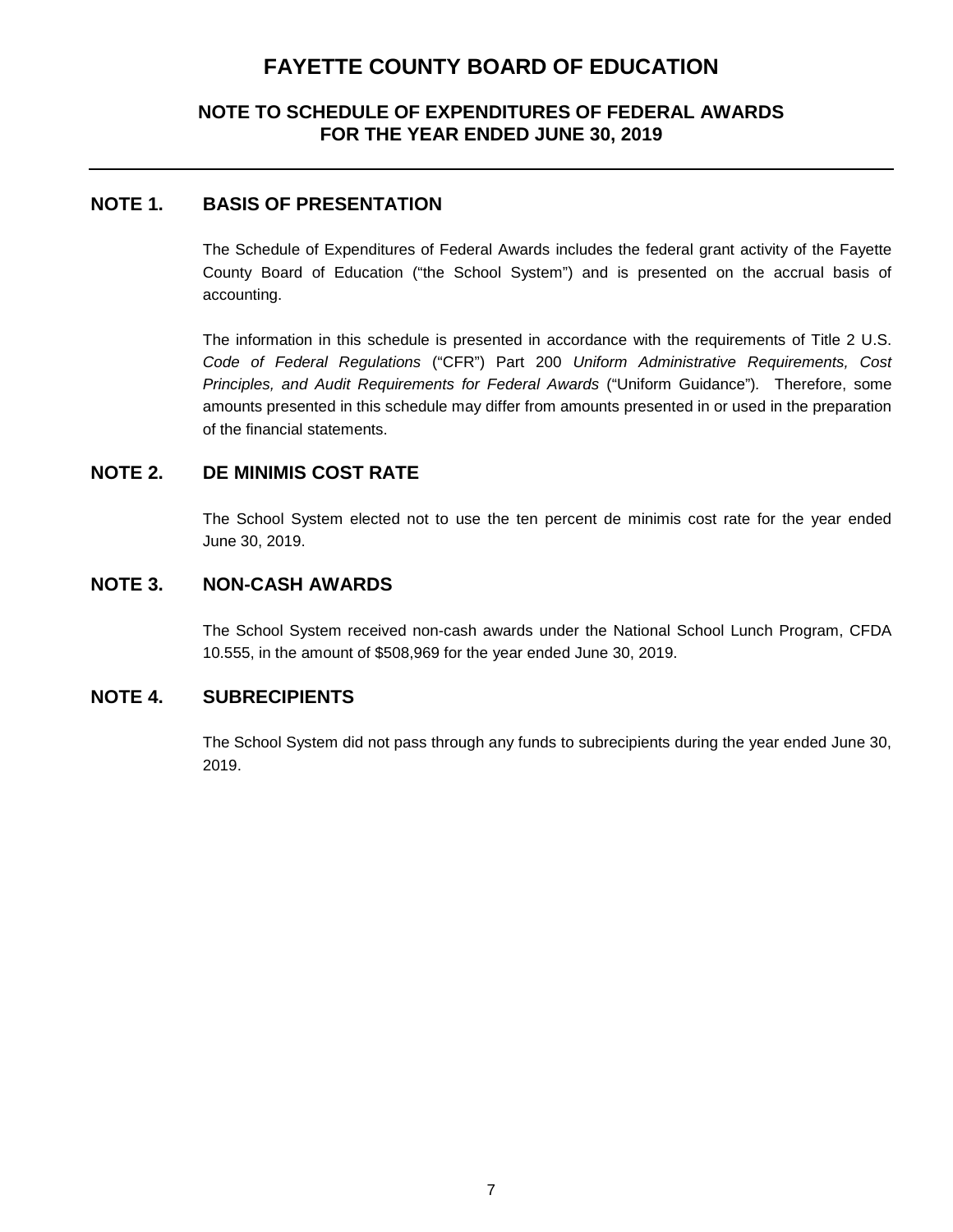# FAYETTE COUNTY BOARD OF EDUCATION

## NOTE TO SCHEDULE OF EXPENDITURES OF FEDERAL AWARDS
## FOR THE YEAR ENDED JUNE 30, 2019

---

### NOTE 1. BASIS OF PRESENTATION

The Schedule of Expenditures of Federal Awards includes the federal grant activity of the Fayette County Board of Education ("the School System") and is presented on the accrual basis of accounting.

The information in this schedule is presented in accordance with the requirements of Title 2 U.S. *Code of Federal Regulations* ("CFR") Part 200 *Uniform Administrative Requirements, Cost Principles, and Audit Requirements for Federal Awards* ("Uniform Guidance"). Therefore, some amounts presented in this schedule may differ from amounts presented in or used in the preparation of the financial statements.

### NOTE 2. DE MINIMIS COST RATE

The School System elected not to use the ten percent de minimis cost rate for the year ended June 30, 2019.

### NOTE 3. NON-CASH AWARDS

The School System received non-cash awards under the National School Lunch Program, CFDA 10.555, in the amount of $508,969 for the year ended June 30, 2019.

### NOTE 4. SUBRECIPIENTS

The School System did not pass through any funds to subrecipients during the year ended June 30, 2019.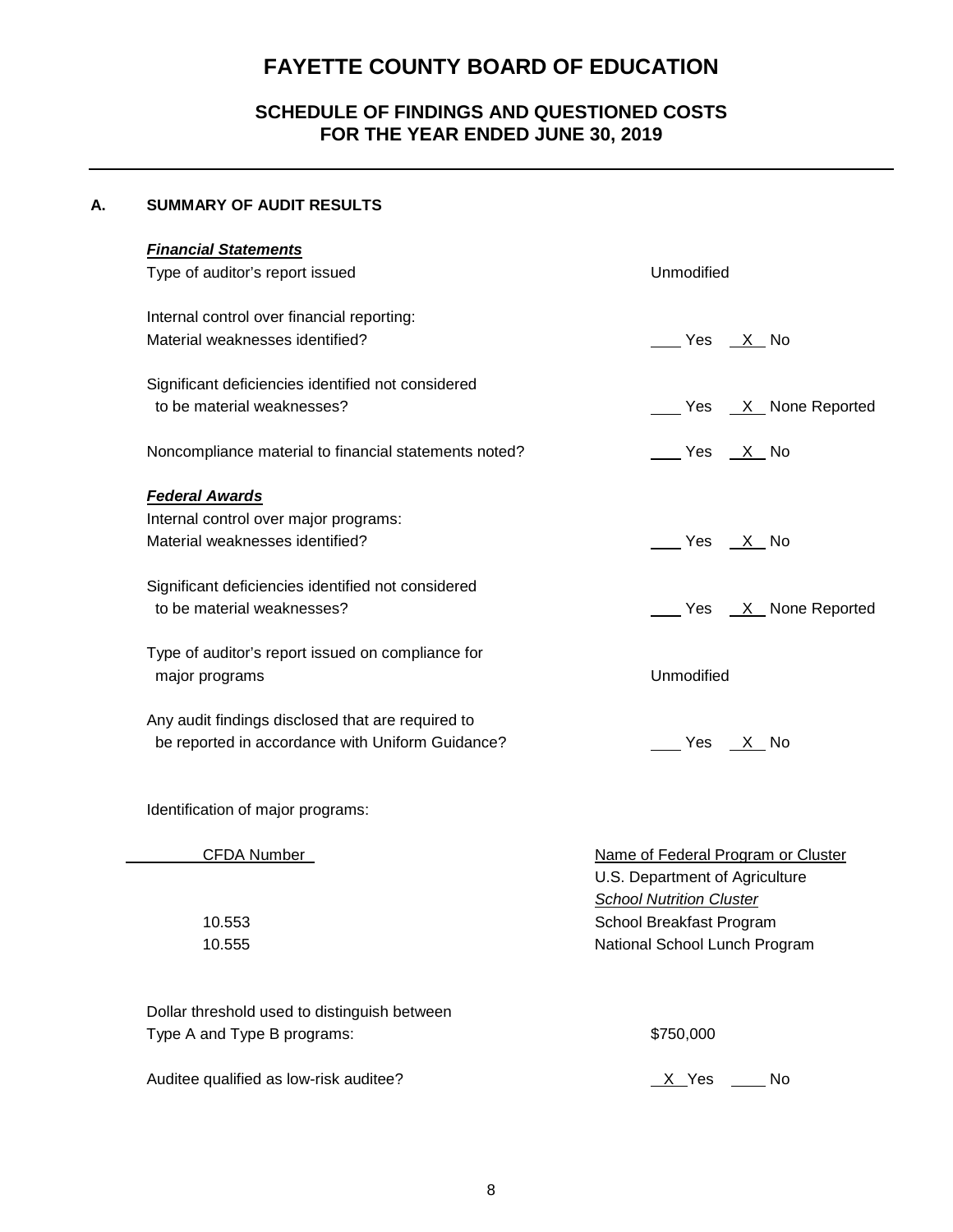# FAYETTE COUNTY BOARD OF EDUCATION

## SCHEDULE OF FINDINGS AND QUESTIONED COSTS
## FOR THE YEAR ENDED JUNE 30, 2019

### A. SUMMARY OF AUDIT RESULTS

***Financial Statements***

| | |
|---|---|
| Type of auditor's report issued | Unmodified |
| Internal control over financial reporting: | |
| Material weaknesses identified? | ___ Yes _X_ No |
| Significant deficiencies identified not considered to be material weaknesses? | ___ Yes _X_ None Reported |
| Noncompliance material to financial statements noted? | ___ Yes _X_ No |

***Federal Awards***

| | |
|---|---|
| Internal control over major programs: | |
| Material weaknesses identified? | ___ Yes _X_ No |
| Significant deficiencies identified not considered to be material weaknesses? | ___ Yes _X_ None Reported |
| Type of auditor's report issued on compliance for major programs | Unmodified |
| Any audit findings disclosed that are required to be reported in accordance with Uniform Guidance? | ___ Yes _X_ No |

Identification of major programs:

| CFDA Number | Name of Federal Program or Cluster |
|---|---|
| | U.S. Department of Agriculture |
| | *School Nutrition Cluster* |
| 10.553 | School Breakfast Program |
| 10.555 | National School Lunch Program |

| | |
|---|---|
| Dollar threshold used to distinguish between Type A and Type B programs: | \$750,000 |
| Auditee qualified as low-risk auditee? | _X_ Yes ___ No |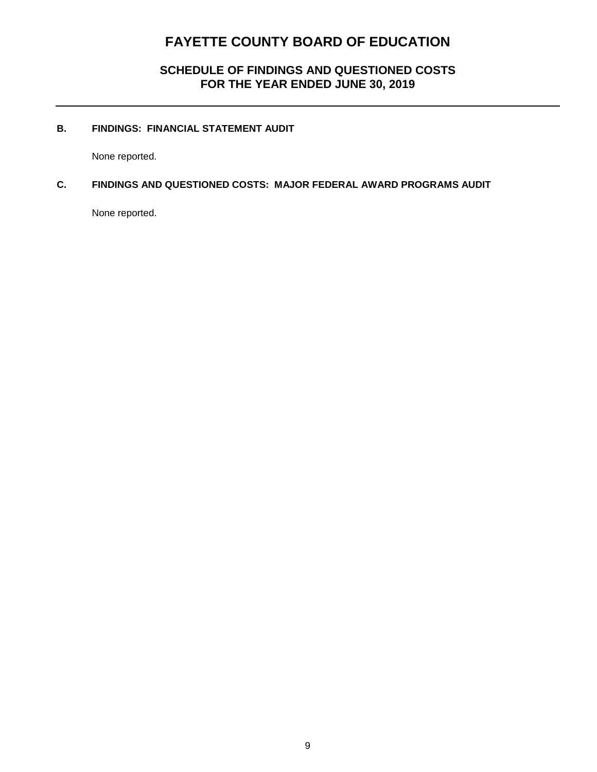# FAYETTE COUNTY BOARD OF EDUCATION

## SCHEDULE OF FINDINGS AND QUESTIONED COSTS
## FOR THE YEAR ENDED JUNE 30, 2019

---

### B. FINDINGS: FINANCIAL STATEMENT AUDIT

None reported.

### C. FINDINGS AND QUESTIONED COSTS: MAJOR FEDERAL AWARD PROGRAMS AUDIT

None reported.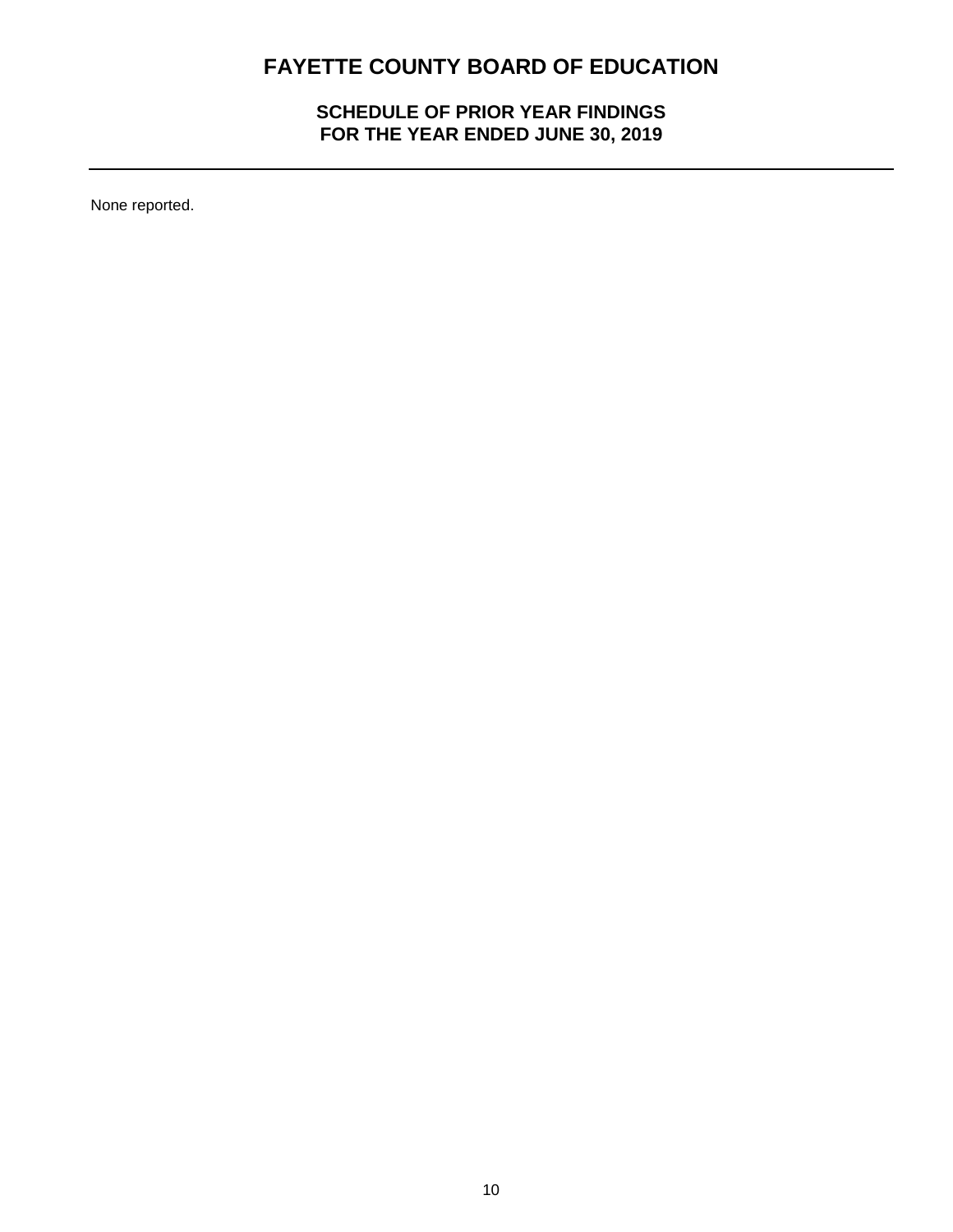# FAYETTE COUNTY BOARD OF EDUCATION

## SCHEDULE OF PRIOR YEAR FINDINGS
## FOR THE YEAR ENDED JUNE 30, 2019

None reported.